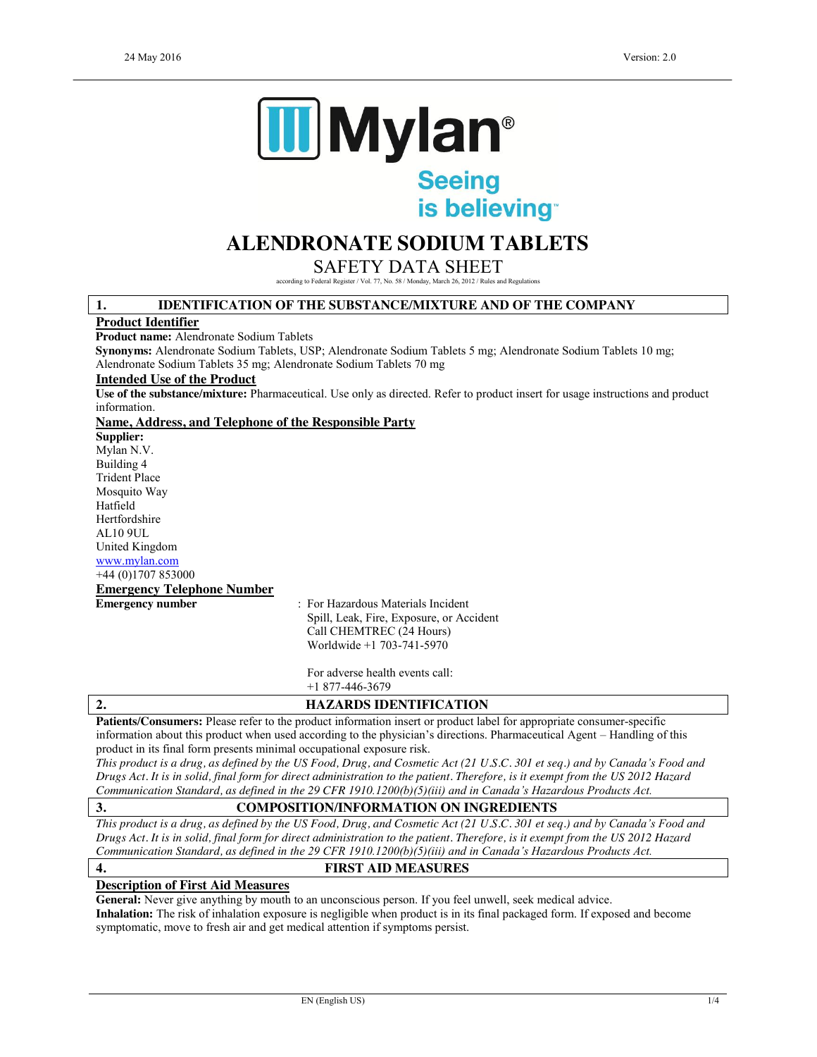Mylan®

Seeing is believing™

# ALENDRONATE SODIUM TABLETS

## SAFETY DATA SHEET

according to Federal Register / Vol. 77, No. 58 / Monday, March 26, 2012 / Rules and Regulations

## 1. IDENTIFICATION OF THE SUBSTANCE/MIXTURE AND OF THE COMPANY

### Product Identifier

**Product name:** Alendronate Sodium Tablets

**Synonyms:** Alendronate Sodium Tablets, USP; Alendronate Sodium Tablets 5 mg; Alendronate Sodium Tablets 10 mg; Alendronate Sodium Tablets 35 mg; Alendronate Sodium Tablets 70 mg

### Intended Use of the Product

**Use of the substance/mixture:** Pharmaceutical. Use only as directed. Refer to product insert for usage instructions and product information.

### Name, Address, and Telephone of the Responsible Party

**Supplier:**
Mylan N.V.
Building 4
Trident Place
Mosquito Way
Hatfield
Hertfordshire
AL10 9UL
United Kingdom
www.mylan.com
+44 (0)1707 853000

### Emergency Telephone Number

**Emergency number** : For Hazardous Materials Incident
Spill, Leak, Fire, Exposure, or Accident
Call CHEMTREC (24 Hours)
Worldwide +1 703-741-5970

For adverse health events call:
+1 877-446-3679

## 2. HAZARDS IDENTIFICATION

**Patients/Consumers:** Please refer to the product information insert or product label for appropriate consumer-specific information about this product when used according to the physician's directions. Pharmaceutical Agent – Handling of this product in its final form presents minimal occupational exposure risk.

*This product is a drug, as defined by the US Food, Drug, and Cosmetic Act (21 U.S.C. 301 et seq.) and by Canada's Food and Drugs Act. It is in solid, final form for direct administration to the patient. Therefore, is it exempt from the US 2012 Hazard Communication Standard, as defined in the 29 CFR 1910.1200(b)(5)(iii) and in Canada's Hazardous Products Act.*

## 3. COMPOSITION/INFORMATION ON INGREDIENTS

*This product is a drug, as defined by the US Food, Drug, and Cosmetic Act (21 U.S.C. 301 et seq.) and by Canada's Food and Drugs Act. It is in solid, final form for direct administration to the patient. Therefore, is it exempt from the US 2012 Hazard Communication Standard, as defined in the 29 CFR 1910.1200(b)(5)(iii) and in Canada's Hazardous Products Act.*

## 4. FIRST AID MEASURES

### Description of First Aid Measures

**General:** Never give anything by mouth to an unconscious person. If you feel unwell, seek medical advice.

**Inhalation:** The risk of inhalation exposure is negligible when product is in its final packaged form. If exposed and become symptomatic, move to fresh air and get medical attention if symptoms persist.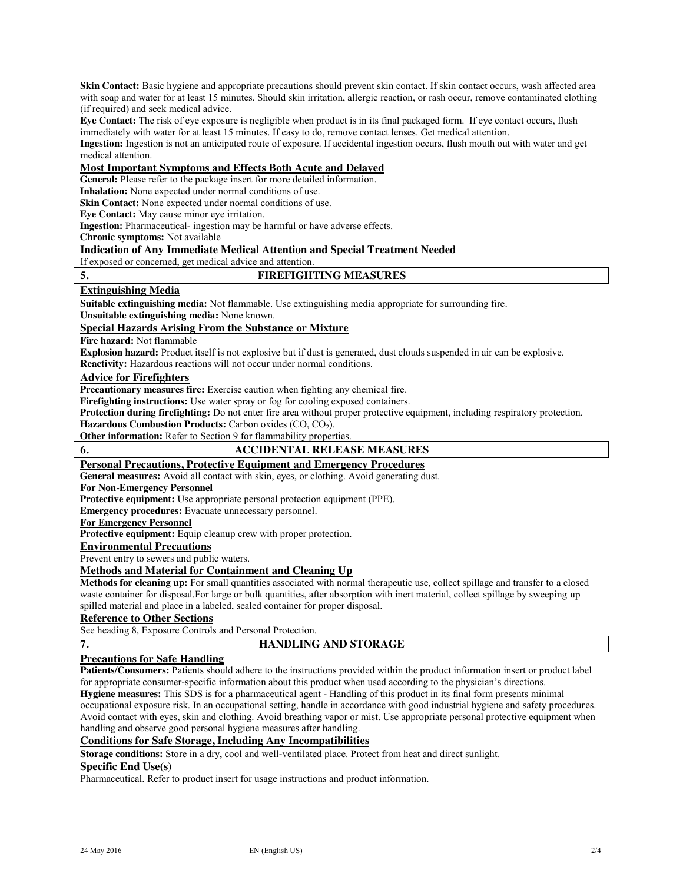**Skin Contact:** Basic hygiene and appropriate precautions should prevent skin contact. If skin contact occurs, wash affected area with soap and water for at least 15 minutes. Should skin irritation, allergic reaction, or rash occur, remove contaminated clothing (if required) and seek medical advice.

**Eye Contact:** The risk of eye exposure is negligible when product is in its final packaged form. If eye contact occurs, flush immediately with water for at least 15 minutes. If easy to do, remove contact lenses. Get medical attention.

**Ingestion:** Ingestion is not an anticipated route of exposure. If accidental ingestion occurs, flush mouth out with water and get medical attention.

### Most Important Symptoms and Effects Both Acute and Delayed

**General:** Please refer to the package insert for more detailed information.

**Inhalation:** None expected under normal conditions of use.

**Skin Contact:** None expected under normal conditions of use.

**Eye Contact:** May cause minor eye irritation.

**Ingestion:** Pharmaceutical- ingestion may be harmful or have adverse effects.

**Chronic symptoms:** Not available

### Indication of Any Immediate Medical Attention and Special Treatment Needed

If exposed or concerned, get medical advice and attention.

## 5. FIREFIGHTING MEASURES

### Extinguishing Media

**Suitable extinguishing media:** Not flammable. Use extinguishing media appropriate for surrounding fire.

**Unsuitable extinguishing media:** None known.

### Special Hazards Arising From the Substance or Mixture

**Fire hazard:** Not flammable

**Explosion hazard:** Product itself is not explosive but if dust is generated, dust clouds suspended in air can be explosive.

**Reactivity:** Hazardous reactions will not occur under normal conditions.

### Advice for Firefighters

**Precautionary measures fire:** Exercise caution when fighting any chemical fire.

**Firefighting instructions:** Use water spray or fog for cooling exposed containers.

**Protection during firefighting:** Do not enter fire area without proper protective equipment, including respiratory protection.

**Hazardous Combustion Products:** Carbon oxides ($CO$, $CO_2$).

**Other information:** Refer to Section 9 for flammability properties.

## 6. ACCIDENTAL RELEASE MEASURES

### Personal Precautions, Protective Equipment and Emergency Procedures

**General measures:** Avoid all contact with skin, eyes, or clothing. Avoid generating dust.

#### For Non-Emergency Personnel

**Protective equipment:** Use appropriate personal protection equipment (PPE).

**Emergency procedures:** Evacuate unnecessary personnel.

#### For Emergency Personnel

**Protective equipment:** Equip cleanup crew with proper protection.

### Environmental Precautions

Prevent entry to sewers and public waters.

### Methods and Material for Containment and Cleaning Up

**Methods for cleaning up:** For small quantities associated with normal therapeutic use, collect spillage and transfer to a closed waste container for disposal.For large or bulk quantities, after absorption with inert material, collect spillage by sweeping up spilled material and place in a labeled, sealed container for proper disposal.

### Reference to Other Sections

See heading 8, Exposure Controls and Personal Protection.

## 7. HANDLING AND STORAGE

### Precautions for Safe Handling

**Patients/Consumers:** Patients should adhere to the instructions provided within the product information insert or product label for appropriate consumer-specific information about this product when used according to the physician's directions.

**Hygiene measures:** This SDS is for a pharmaceutical agent - Handling of this product in its final form presents minimal occupational exposure risk. In an occupational setting, handle in accordance with good industrial hygiene and safety procedures. Avoid contact with eyes, skin and clothing. Avoid breathing vapor or mist. Use appropriate personal protective equipment when handling and observe good personal hygiene measures after handling.

### Conditions for Safe Storage, Including Any Incompatibilities

**Storage conditions:** Store in a dry, cool and well-ventilated place. Protect from heat and direct sunlight.

### Specific End Use(s)

Pharmaceutical. Refer to product insert for usage instructions and product information.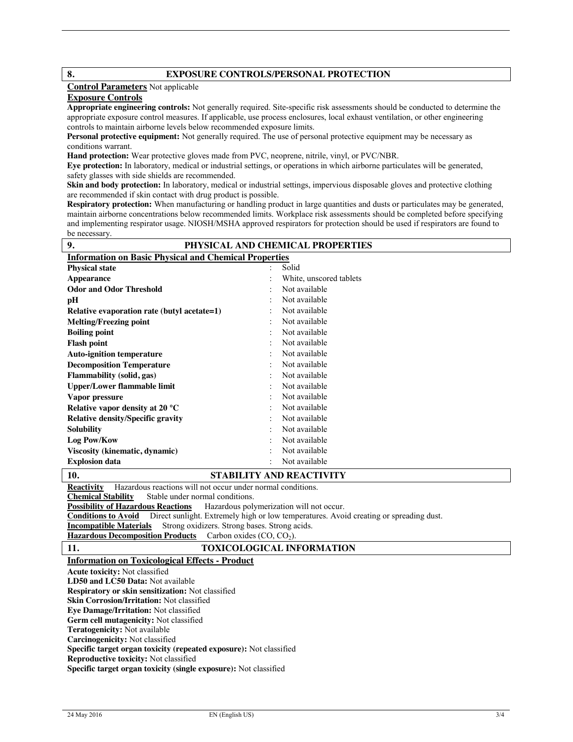## 8. EXPOSURE CONTROLS/PERSONAL PROTECTION

**Control Parameters** Not applicable

**Exposure Controls**

**Appropriate engineering controls:** Not generally required. Site-specific risk assessments should be conducted to determine the appropriate exposure control measures. If applicable, use process enclosures, local exhaust ventilation, or other engineering controls to maintain airborne levels below recommended exposure limits.

**Personal protective equipment:** Not generally required. The use of personal protective equipment may be necessary as conditions warrant.

**Hand protection:** Wear protective gloves made from PVC, neoprene, nitrile, vinyl, or PVC/NBR.

**Eye protection:** In laboratory, medical or industrial settings, or operations in which airborne particulates will be generated, safety glasses with side shields are recommended.

**Skin and body protection:** In laboratory, medical or industrial settings, impervious disposable gloves and protective clothing are recommended if skin contact with drug product is possible.

**Respiratory protection:** When manufacturing or handling product in large quantities and dusts or particulates may be generated, maintain airborne concentrations below recommended limits. Workplace risk assessments should be completed before specifying and implementing respirator usage. NIOSH/MSHA approved respirators for protection should be used if respirators are found to be necessary.

## 9. PHYSICAL AND CHEMICAL PROPERTIES

**Information on Basic Physical and Chemical Properties**

| | |
|---|---|
| **Physical state** | : Solid |
| **Appearance** | : White, unscored tablets |
| **Odor and Odor Threshold** | : Not available |
| **pH** | : Not available |
| **Relative evaporation rate (butyl acetate=1)** | : Not available |
| **Melting/Freezing point** | : Not available |
| **Boiling point** | : Not available |
| **Flash point** | : Not available |
| **Auto-ignition temperature** | : Not available |
| **Decomposition Temperature** | : Not available |
| **Flammability (solid, gas)** | : Not available |
| **Upper/Lower flammable limit** | : Not available |
| **Vapor pressure** | : Not available |
| **Relative vapor density at 20 °C** | : Not available |
| **Relative density/Specific gravity** | : Not available |
| **Solubility** | : Not available |
| **Log Pow/Kow** | : Not available |
| **Viscosity (kinematic, dynamic)** | : Not available |
| **Explosion data** | : Not available |

## 10. STABILITY AND REACTIVITY

**Reactivity** Hazardous reactions will not occur under normal conditions.

**Chemical Stability** Stable under normal conditions.

**Possibility of Hazardous Reactions** Hazardous polymerization will not occur.

**Conditions to Avoid** Direct sunlight. Extremely high or low temperatures. Avoid creating or spreading dust.

**Incompatible Materials** Strong oxidizers. Strong bases. Strong acids.

**Hazardous Decomposition Products** Carbon oxides (CO, $CO_2$).

## 11. TOXICOLOGICAL INFORMATION

**Information on Toxicological Effects - Product**

**Acute toxicity:** Not classified
**LD50 and LC50 Data:** Not available
**Respiratory or skin sensitization:** Not classified
**Skin Corrosion/Irritation:** Not classified
**Eye Damage/Irritation:** Not classified
**Germ cell mutagenicity:** Not classified
**Teratogenicity:** Not available
**Carcinogenicity:** Not classified
**Specific target organ toxicity (repeated exposure):** Not classified
**Reproductive toxicity:** Not classified
**Specific target organ toxicity (single exposure):** Not classified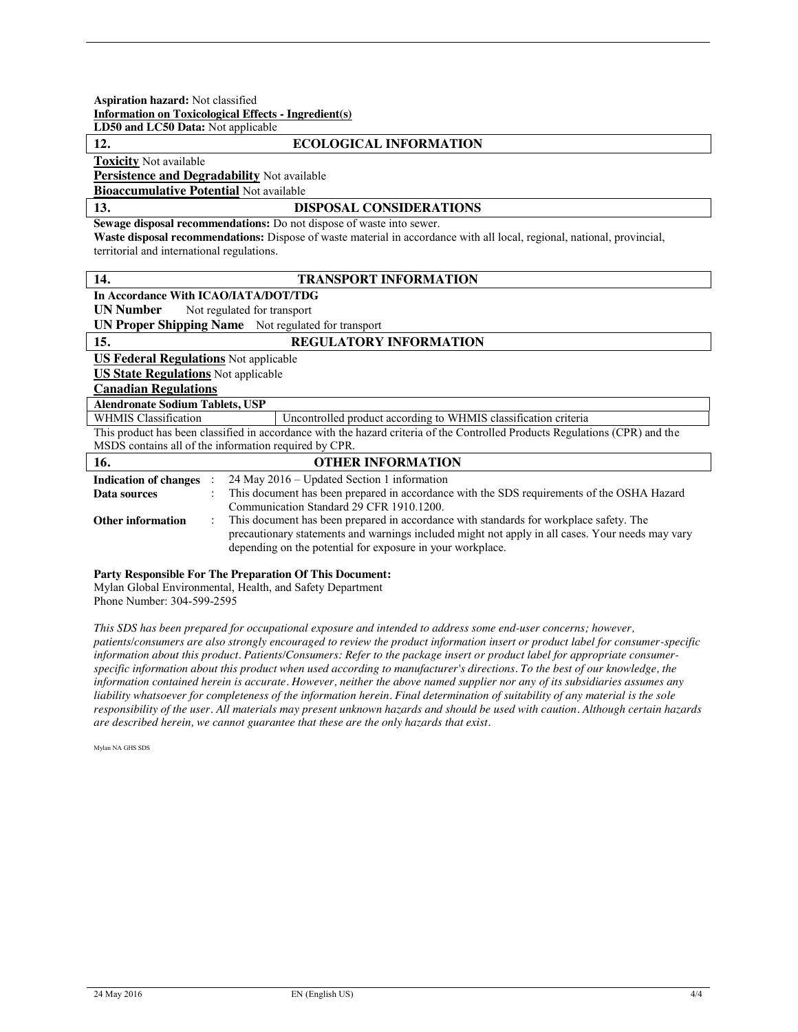**Aspiration hazard:** Not classified

**Information on Toxicological Effects - Ingredient(s)**

**LD50 and LC50 Data:** Not applicable

## 12. ECOLOGICAL INFORMATION

**Toxicity** Not available

**Persistence and Degradability** Not available

**Bioaccumulative Potential** Not available

## 13. DISPOSAL CONSIDERATIONS

**Sewage disposal recommendations:** Do not dispose of waste into sewer.

**Waste disposal recommendations:** Dispose of waste material in accordance with all local, regional, national, provincial, territorial and international regulations.

## 14. TRANSPORT INFORMATION

**In Accordance With ICAO/IATA/DOT/TDG**

**UN Number** Not regulated for transport

**UN Proper Shipping Name** Not regulated for transport

## 15. REGULATORY INFORMATION

**US Federal Regulations** Not applicable

**US State Regulations** Not applicable

**Canadian Regulations**

| **Alendronate Sodium Tablets, USP** | |
|---|---|
| WHMIS Classification | Uncontrolled product according to WHMIS classification criteria |

This product has been classified in accordance with the hazard criteria of the Controlled Products Regulations (CPR) and the MSDS contains all of the information required by CPR.

## 16. OTHER INFORMATION

**Indication of changes** : 24 May 2016 – Updated Section 1 information

**Data sources** : This document has been prepared in accordance with the SDS requirements of the OSHA Hazard Communication Standard 29 CFR 1910.1200.

**Other information** : This document has been prepared in accordance with standards for workplace safety. The precautionary statements and warnings included might not apply in all cases. Your needs may vary depending on the potential for exposure in your workplace.

**Party Responsible For The Preparation Of This Document:**
Mylan Global Environmental, Health, and Safety Department
Phone Number: 304-599-2595

*This SDS has been prepared for occupational exposure and intended to address some end-user concerns; however, patients/consumers are also strongly encouraged to review the product information insert or product label for consumer-specific information about this product. Patients/Consumers: Refer to the package insert or product label for appropriate consumer-specific information about this product when used according to manufacturer's directions. To the best of our knowledge, the information contained herein is accurate. However, neither the above named supplier nor any of its subsidiaries assumes any liability whatsoever for completeness of the information herein. Final determination of suitability of any material is the sole responsibility of the user. All materials may present unknown hazards and should be used with caution. Although certain hazards are described herein, we cannot guarantee that these are the only hazards that exist.*

Mylan NA GHS SDS